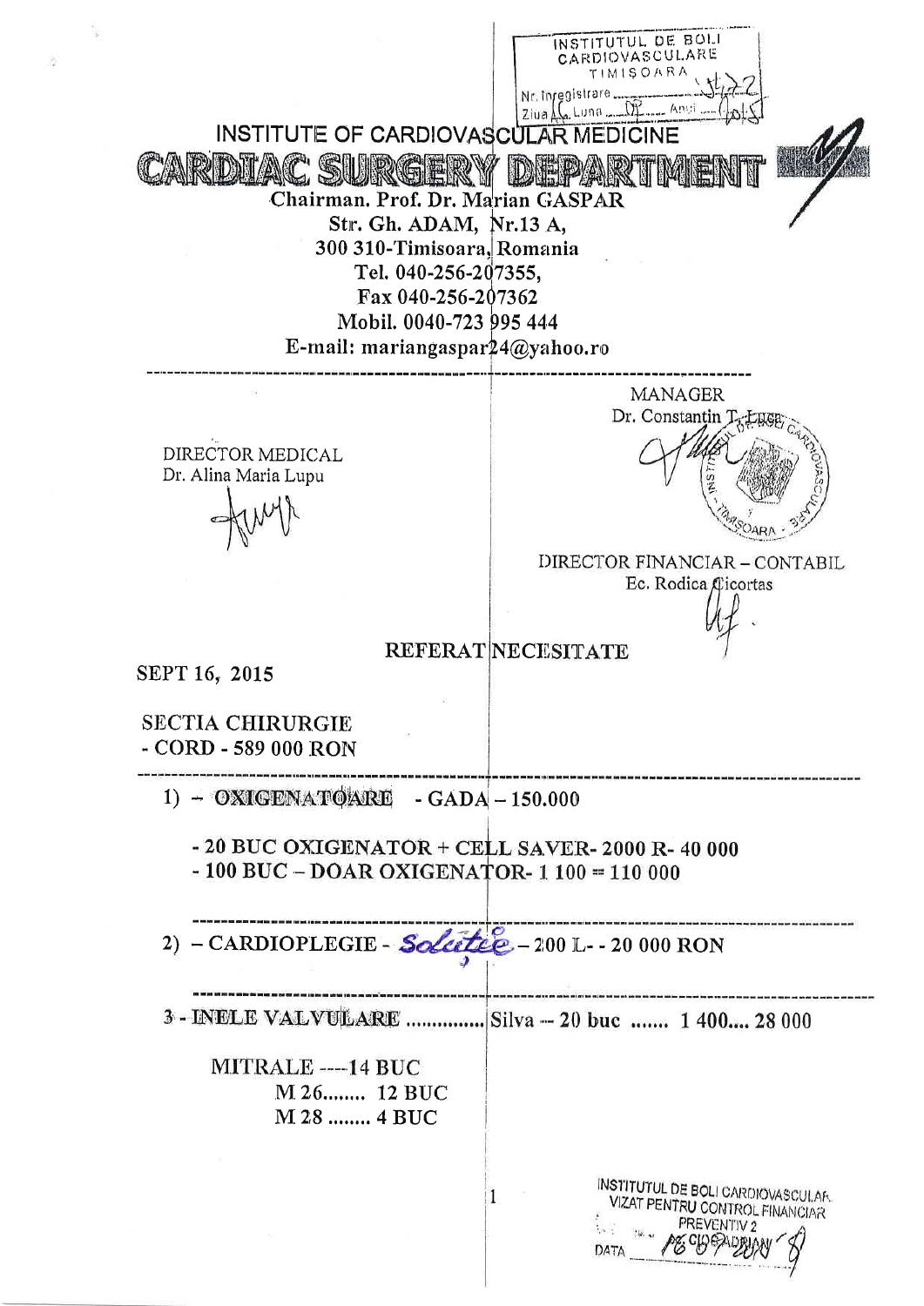INSTITUTUL DE BOLI CARDIOVASCULARE TIMISOARA
Nr. Inregistrare ...... 4722
Ziua 16 Luna 09 Anul 2015

# INSTITUTE OF CARDIOVASCULAR MEDICINE

## CARDIAC SURGERY DEPARTMENT

Chairman. Prof. Dr. Marian GASPAR
Str. Gh. ADAM, Nr.13 A,
300 310-Timisoara, Romania
Tel. 040-256-207355,
Fax 040-256-207362
Mobil. 0040-723 995 444
E-mail: mariangaspar24@yahoo.ro

---

MANAGER
Dr. Constantin T. Luca

DIRECTOR MEDICAL
Dr. Alina Maria Lupu

DIRECTOR FINANCIAR – CONTABIL
Ec. Rodica Cicortas

### REFERAT NECESITATE

SEPT 16, 2015

SECTIA CHIRURGIE
- CORD - 589 000 RON

---

1) – **OXIGENATOARE** - GADA – 150.000

   - 20 BUC OXIGENATOR + CELL SAVER- 2000 R- 40 000
   - 100 BUC – DOAR OXIGENATOR- 1 100 = 110 000

---

2) – CARDIOPLEGIE - *Soluție* – 200 L- - 20 000 RON

---

3 - **INELE VALVULARE** ............... Silva – 20 buc ....... 1 400.... 28 000

   MITRALE ----14 BUC
   M 26........ 12 BUC
   M 28 ........ 4 BUC

INSTITUTUL DE BOLI CARDIOVASCULARE
VIZAT PENTRU CONTROL FINANCIAR PREVENTIV 2
DATA 16.09.2015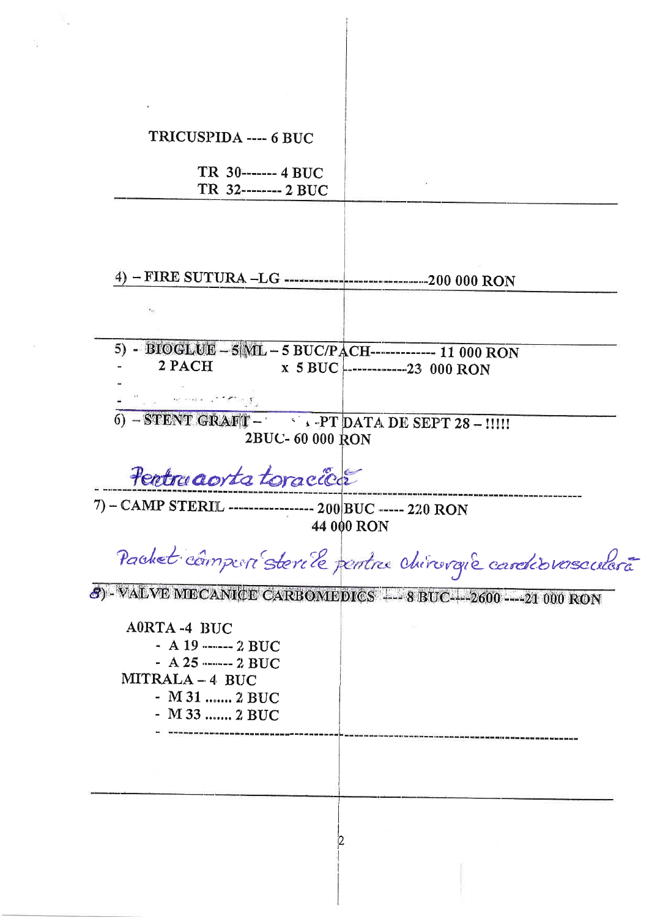TRICUSPIDA ---- 6 BUC

TR 30------- 4 BUC
TR 32-------- 2 BUC

---

4) – FIRE SUTURA –LG ---------------------------------200 000 RON

---

5) - BIOGLUE – 5 ML – 5 BUC/PACH------------- 11 000 RON
- 2 PACH x 5 BUC -------------23 000 RON
-
-

6) – STENT GRAFT – -PT DATA DE SEPT 28 – !!!!!
2BUC- 60 000 RON

*Pentru aorta toracică*

---

7) – CAMP STERIL ----------------- 200 BUC ----- 220 RON
44 000 RON

*Pachet câmpuri sterile pentru chirurgie cardiovasculară*

---

8) - VALVE MECANICE CARBOMEDICS ---- 8 BUC----2600 ----21 000 RON

A0RTA -4 BUC
- A 19 ------- 2 BUC
- A 25 ------- 2 BUC

MITRALA – 4 BUC
- M 31 ....... 2 BUC
- M 33 ....... 2 BUC
- ------------------------------------------------------------------------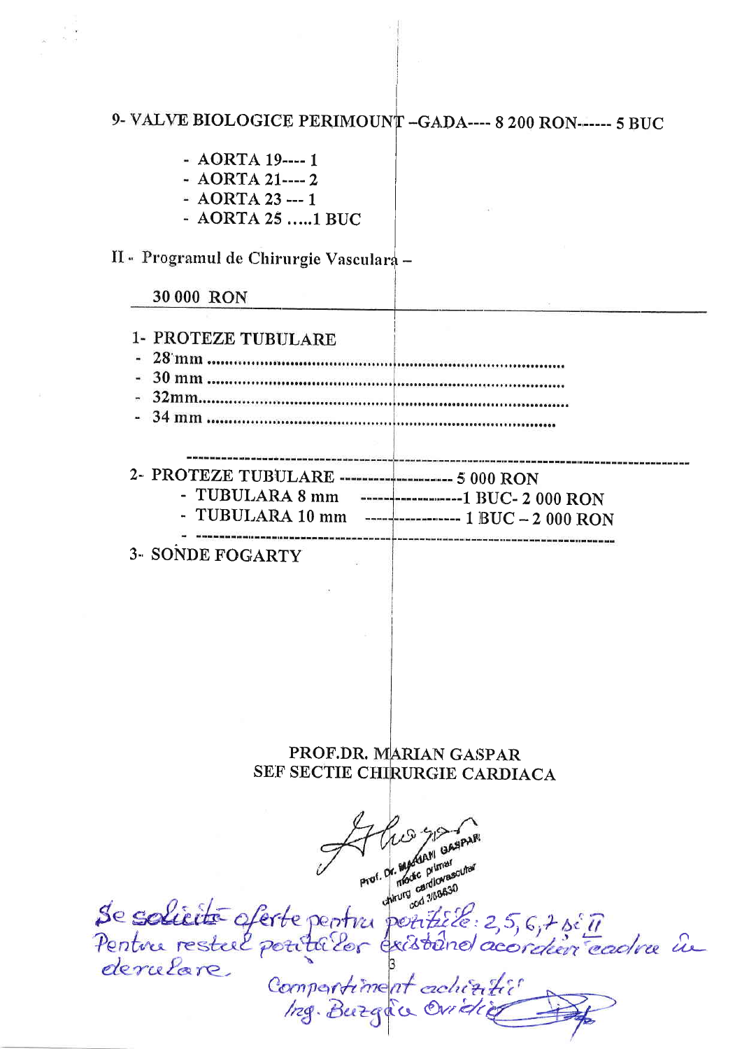9- VALVE BIOLOGICE PERIMOUNT –GADA---- 8 200 RON------ 5 BUC

- AORTA 19---- 1
- AORTA 21---- 2
- AORTA 23 --- 1
- AORTA 25 …..1 BUC

II - Programul de Chirurgie Vasculara –

30 000 RON

1- PROTEZE TUBULARE
- 28 mm ..............................................................................................
- 30 mm ..............................................................................................
- 32mm................................................................................................
- 34 mm ............................................................................................

---

2- PROTEZE TUBULARE ----------------------- 5 000 RON
- TUBULARA 8 mm ----------------1 BUC- 2 000 RON
- TUBULARA 10 mm --------------- 1 BUC – 2 000 RON
- ---------------------------------------------------------------------------------------

3- SONDE FOGARTY

PROF.DR. MARIAN GASPAR
SEF SECTIE CHIRURGIE CARDIACA

Prof. Dr. MARIAN GASPAR
medic primar
chirurg cardiovascular
cod 3/80630

Se solicita oferte pentru pozitiile: 2,5,6,7 si II
Pentru restul pozitiilor existand acorduri cadru in derulare.

Compartiment achizitii
Ing. Buzgau Ovidiu